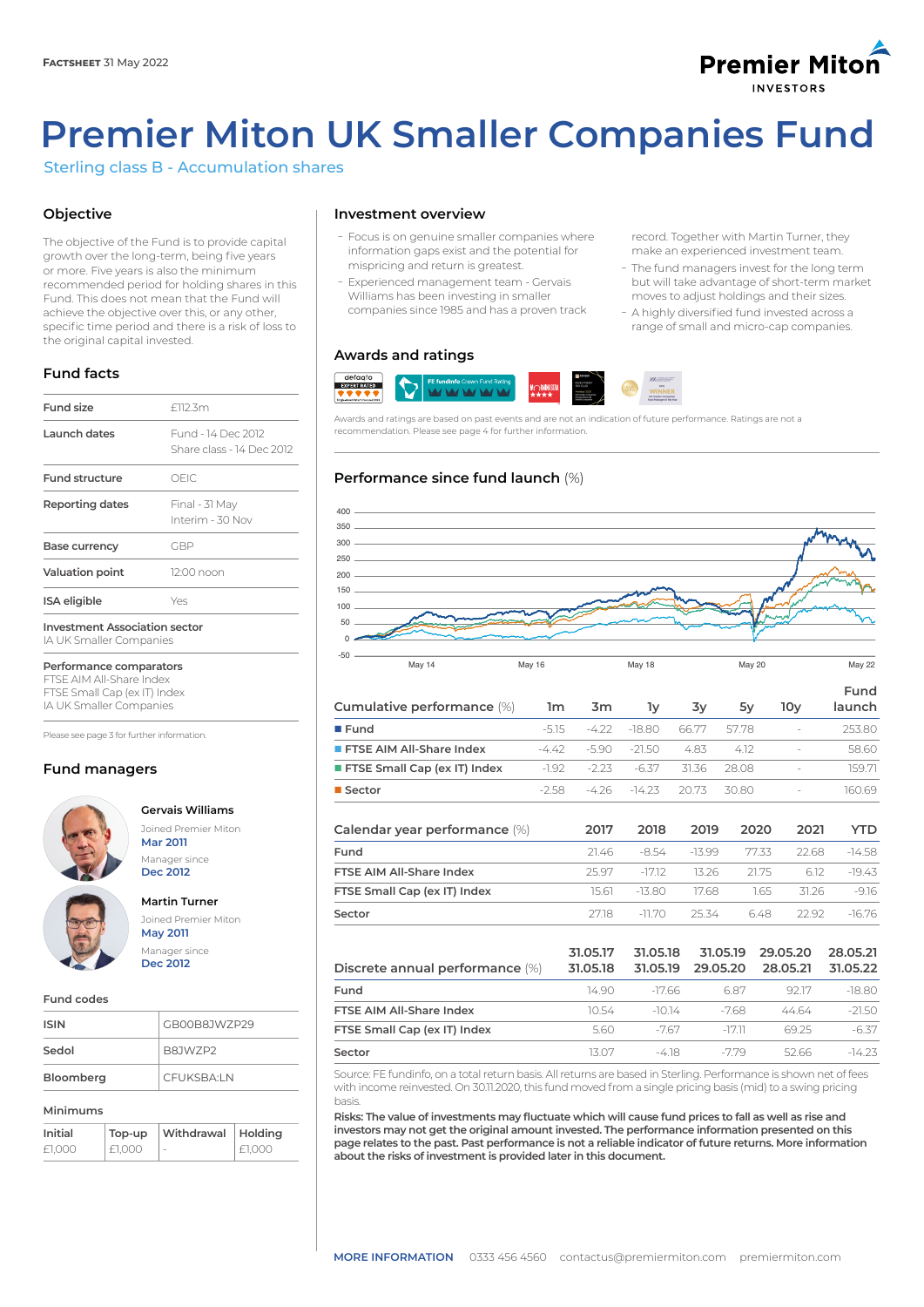**FACTSHEET** 31 May 2022

# Premier Miton UK Smaller Companies Fund

Sterling class B - Accumulation shares

## Objective

The objective of the Fund is to provide capital growth over the long-term, being five years or more. Five years is also the minimum recommended period for holding shares in this Fund. This does not mean that the Fund will achieve the objective over this, or any other, specific time period and there is a risk of loss to the original capital invested.

## Fund facts

| | |
|---|---|
| Fund size | £112.3m |
| Launch dates | Fund - 14 Dec 2012<br>Share class - 14 Dec 2012 |
| Fund structure | OEIC |
| Reporting dates | Final - 31 May<br>Interim - 30 Nov |
| Base currency | GBP |
| Valuation point | 12:00 noon |
| ISA eligible | Yes |

**Investment Association sector**
IA UK Smaller Companies

**Performance comparators**
FTSE AIM All-Share Index
FTSE Small Cap (ex IT) Index
IA UK Smaller Companies

Please see page 3 for further information.

## Fund managers

**Gervais Williams**
Joined Premier Miton
**Mar 2011**
Manager since
**Dec 2012**

**Martin Turner**
Joined Premier Miton
**May 2011**
Manager since
**Dec 2012**

### Fund codes

| | |
|---|---|
| ISIN | GB00B8JWZP29 |
| Sedol | B8JWZP2 |
| Bloomberg | CFUKSBA:LN |

### Minimums

| Initial | Top-up | Withdrawal | Holding |
|---|---|---|---|
| £1,000 | £1,000 | - | £1,000 |

## Investment overview

- Focus is on genuine smaller companies where information gaps exist and the potential for mispricing and return is greatest.
- Experienced management team - Gervais Williams has been investing in smaller companies since 1985 and has a proven track record. Together with Martin Turner, they make an experienced investment team.
- The fund managers invest for the long term but will take advantage of short-term market moves to adjust holdings and their sizes.
- A highly diversified fund invested across a range of small and micro-cap companies.

## Awards and ratings

Awards and ratings are based on past events and are not an indication of future performance. Ratings are not a recommendation. Please see page 4 for further information.

## Performance since fund launch (%)

| Cumulative performance (%) | 1m | 3m | 1y | 3y | 5y | 10y | Fund launch |
|---|---|---|---|---|---|---|---|
| Fund | -5.15 | -4.22 | -18.80 | 66.77 | 57.78 | - | 253.80 |
| FTSE AIM All-Share Index | -4.42 | -5.90 | -21.50 | 4.83 | 4.12 | - | 58.60 |
| FTSE Small Cap (ex IT) Index | -1.92 | -2.23 | -6.37 | 31.36 | 28.08 | - | 159.71 |
| Sector | -2.58 | -4.26 | -14.23 | 20.73 | 30.80 | - | 160.69 |

| Calendar year performance (%) | 2017 | 2018 | 2019 | 2020 | 2021 | YTD |
|---|---|---|---|---|---|---|
| Fund | 21.46 | -8.54 | -13.99 | 77.33 | 22.68 | -14.58 |
| FTSE AIM All-Share Index | 25.97 | -17.12 | 13.26 | 21.75 | 6.12 | -19.43 |
| FTSE Small Cap (ex IT) Index | 15.61 | -13.80 | 17.68 | 1.65 | 31.26 | -9.16 |
| Sector | 27.18 | -11.70 | 25.34 | 6.48 | 22.92 | -16.76 |

| Discrete annual performance (%) | 31.05.17<br>31.05.18 | 31.05.18<br>31.05.19 | 31.05.19<br>29.05.20 | 29.05.20<br>28.05.21 | 28.05.21<br>31.05.22 |
|---|---|---|---|---|---|
| Fund | 14.90 | -17.66 | 6.87 | 92.17 | -18.80 |
| FTSE AIM All-Share Index | 10.54 | -10.14 | -7.68 | 44.64 | -21.50 |
| FTSE Small Cap (ex IT) Index | 5.60 | -7.67 | -17.11 | 69.25 | -6.37 |
| Sector | 13.07 | -4.18 | -7.79 | 52.66 | -14.23 |

Source: FE fundinfo, on a total return basis. All returns are based in Sterling. Performance is shown net of fees with income reinvested. On 30.11.2020, this fund moved from a single pricing basis (mid) to a swing pricing basis.

**Risks: The value of investments may fluctuate which will cause fund prices to fall as well as rise and investors may not get the original amount invested. The performance information presented on this page relates to the past. Past performance is not a reliable indicator of future returns. More information about the risks of investment is provided later in this document.**

**MORE INFORMATION** 0333 456 4560 contactus@premiermiton.com premiermiton.com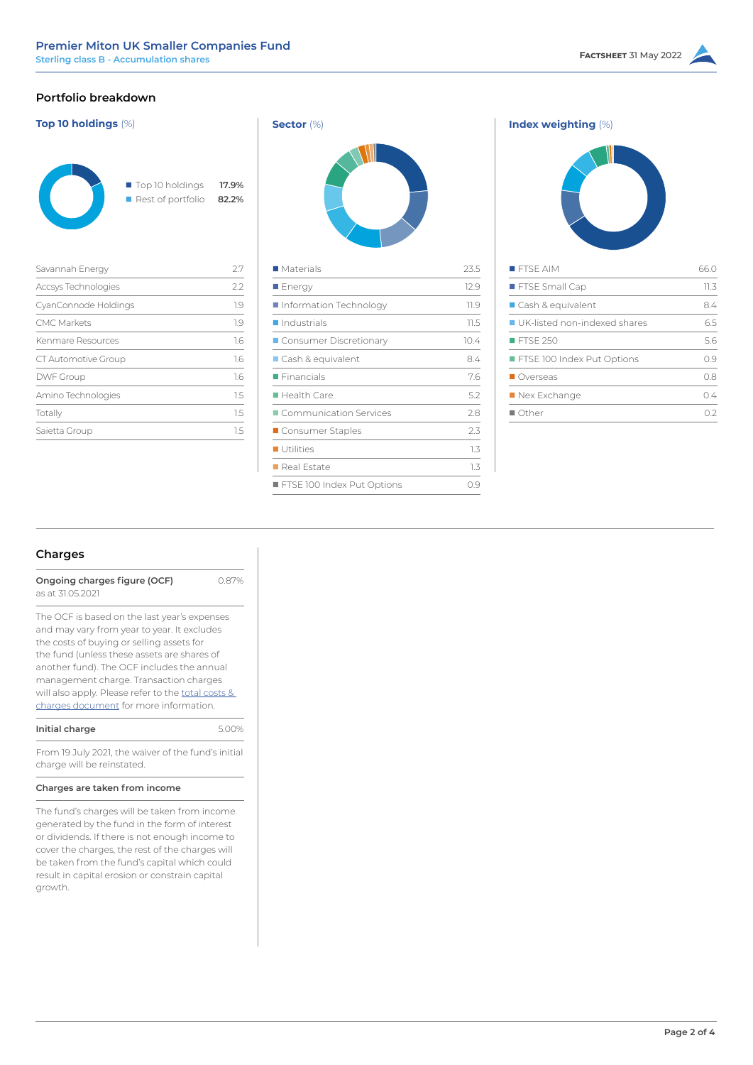## Portfolio breakdown

### Top 10 holdings (%)

| | |
|---|---|
| Top 10 holdings | 17.9% |
| Rest of portfolio | 82.2% |

| Holding | % |
|---|---|
| Savannah Energy | 2.7 |
| Accsys Technologies | 2.2 |
| CyanConnode Holdings | 1.9 |
| CMC Markets | 1.9 |
| Kenmare Resources | 1.6 |
| CT Automotive Group | 1.6 |
| DWF Group | 1.6 |
| Amino Technologies | 1.5 |
| Totally | 1.5 |
| Saietta Group | 1.5 |

### Sector (%)

| Sector | % |
|---|---|
| Materials | 23.5 |
| Energy | 12.9 |
| Information Technology | 11.9 |
| Industrials | 11.5 |
| Consumer Discretionary | 10.4 |
| Cash & equivalent | 8.4 |
| Financials | 7.6 |
| Health Care | 5.2 |
| Communication Services | 2.8 |
| Consumer Staples | 2.3 |
| Utilities | 1.3 |
| Real Estate | 1.3 |
| FTSE 100 Index Put Options | 0.9 |

### Index weighting (%)

| Index | % |
|---|---|
| FTSE AIM | 66.0 |
| FTSE Small Cap | 11.3 |
| Cash & equivalent | 8.4 |
| UK-listed non-indexed shares | 6.5 |
| FTSE 250 | 5.6 |
| FTSE 100 Index Put Options | 0.9 |
| Overseas | 0.8 |
| Nex Exchange | 0.4 |
| Other | 0.2 |

## Charges

**Ongoing charges figure (OCF)** as at 31.05.2021 — 0.87%

The OCF is based on the last year's expenses and may vary from year to year. It excludes the costs of buying or selling assets for the fund (unless these assets are shares of another fund). The OCF includes the annual management charge. Transaction charges will also apply. Please refer to the total costs & charges document for more information.

**Initial charge** — 5.00%

From 19 July 2021, the waiver of the fund's initial charge will be reinstated.

**Charges are taken from income**

The fund's charges will be taken from income generated by the fund in the form of interest or dividends. If there is not enough income to cover the charges, the rest of the charges will be taken from the fund's capital which could result in capital erosion or constrain capital growth.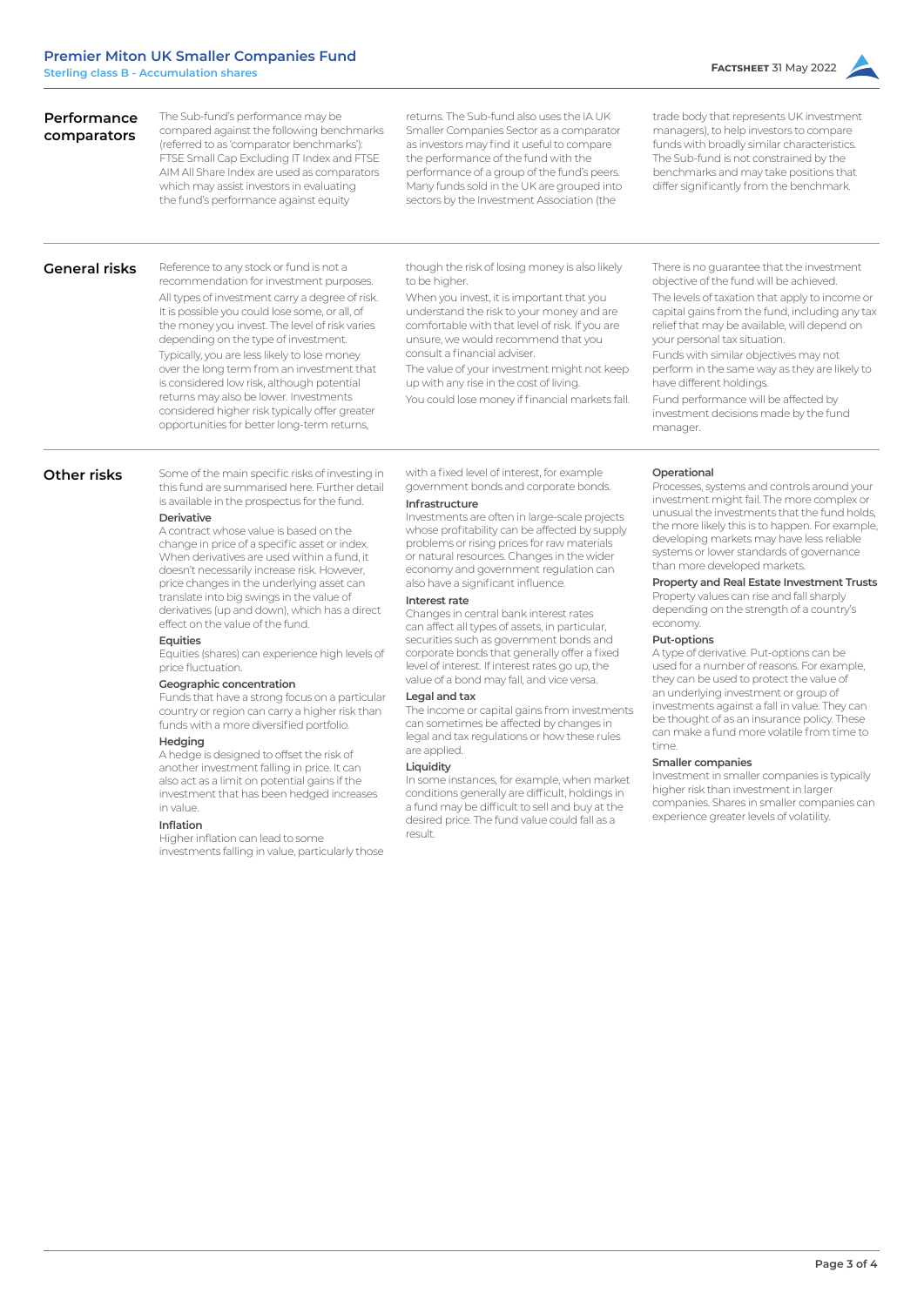## Performance comparators

The Sub-fund's performance may be compared against the following benchmarks (referred to as 'comparator benchmarks'): FTSE Small Cap Excluding IT Index and FTSE AIM All Share Index are used as comparators which may assist investors in evaluating the fund's performance against equity returns. The Sub-fund also uses the IA UK Smaller Companies Sector as a comparator as investors may find it useful to compare the performance of the fund with the performance of a group of the fund's peers. Many funds sold in the UK are grouped into sectors by the Investment Association (the trade body that represents UK investment managers), to help investors to compare funds with broadly similar characteristics. The Sub-fund is not constrained by the benchmarks and may take positions that differ significantly from the benchmark.

## General risks

Reference to any stock or fund is not a recommendation for investment purposes.

All types of investment carry a degree of risk. It is possible you could lose some, or all, of the money you invest. The level of risk varies depending on the type of investment.

Typically, you are less likely to lose money over the long term from an investment that is considered low risk, although potential returns may also be lower. Investments considered higher risk typically offer greater opportunities for better long-term returns, though the risk of losing money is also likely to be higher.

When you invest, it is important that you understand the risk to your money and are comfortable with that level of risk. If you are unsure, we would recommend that you consult a financial adviser.

The value of your investment might not keep up with any rise in the cost of living.

You could lose money if financial markets fall.

There is no guarantee that the investment objective of the fund will be achieved.

The levels of taxation that apply to income or capital gains from the fund, including any tax relief that may be available, will depend on your personal tax situation.

Funds with similar objectives may not perform in the same way as they are likely to have different holdings.

Fund performance will be affected by investment decisions made by the fund manager.

## Other risks

Some of the main specific risks of investing in this fund are summarised here. Further detail is available in the prospectus for the fund.

**Derivative**
A contract whose value is based on the change in price of a specific asset or index. When derivatives are used within a fund, it doesn't necessarily increase risk. However, price changes in the underlying asset can translate into big swings in the value of derivatives (up and down), which has a direct effect on the value of the fund.

**Equities**
Equities (shares) can experience high levels of price fluctuation.

**Geographic concentration**
Funds that have a strong focus on a particular country or region can carry a higher risk than funds with a more diversified portfolio.

**Hedging**
A hedge is designed to offset the risk of another investment falling in price. It can also act as a limit on potential gains if the investment that has been hedged increases in value.

**Inflation**
Higher inflation can lead to some investments falling in value, particularly those with a fixed level of interest, for example government bonds and corporate bonds.

**Infrastructure**
Investments are often in large-scale projects whose profitability can be affected by supply problems or rising prices for raw materials or natural resources. Changes in the wider economy and government regulation can also have a significant influence.

**Interest rate**
Changes in central bank interest rates can affect all types of assets, in particular, securities such as government bonds and corporate bonds that generally offer a fixed level of interest. If interest rates go up, the value of a bond may fall, and vice versa.

**Legal and tax**
The income or capital gains from investments can sometimes be affected by changes in legal and tax regulations or how these rules are applied.

**Liquidity**
In some instances, for example, when market conditions generally are difficult, holdings in a fund may be difficult to sell and buy at the desired price. The fund value could fall as a result.

**Operational**
Processes, systems and controls around your investment might fail. The more complex or unusual the investments that the fund holds, the more likely this is to happen. For example, developing markets may have less reliable systems or lower standards of governance than more developed markets.

**Property and Real Estate Investment Trusts**
Property values can rise and fall sharply depending on the strength of a country's economy.

**Put-options**
A type of derivative. Put-options can be used for a number of reasons. For example, they can be used to protect the value of an underlying investment or group of investments against a fall in value. They can be thought of as an insurance policy. These can make a fund more volatile from time to time.

**Smaller companies**
Investment in smaller companies is typically higher risk than investment in larger companies. Shares in smaller companies can experience greater levels of volatility.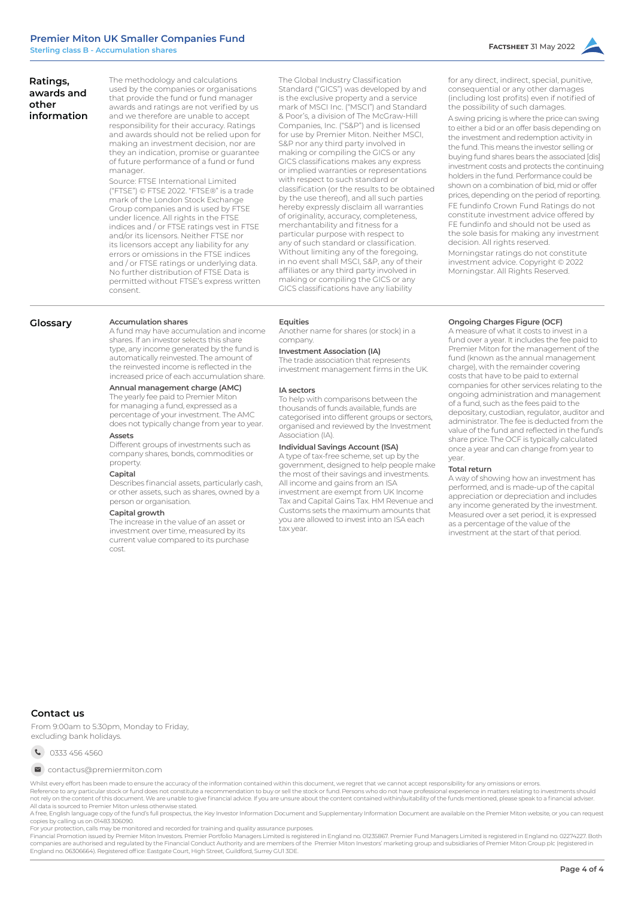## Ratings, awards and other information

The methodology and calculations used by the companies or organisations that provide the fund or fund manager awards and ratings are not verified by us and we therefore are unable to accept responsibility for their accuracy. Ratings and awards should not be relied upon for making an investment decision, nor are they an indication, promise or guarantee of future performance of a fund or fund manager.

Source: FTSE International Limited ("FTSE") © FTSE 2022. "FTSE®" is a trade mark of the London Stock Exchange Group companies and is used by FTSE under licence. All rights in the FTSE indices and / or FTSE ratings vest in FTSE and/or its licensors. Neither FTSE nor its licensors accept any liability for any errors or omissions in the FTSE indices and / or FTSE ratings or underlying data. No further distribution of FTSE Data is permitted without FTSE's express written consent.

The Global Industry Classification Standard ("GICS") was developed by and is the exclusive property and a service mark of MSCI Inc. ("MSCI") and Standard & Poor's, a division of The McGraw-Hill Companies, Inc. ("S&P") and is licensed for use by Premier Miton. Neither MSCI, S&P nor any third party involved in making or compiling the GICS or any GICS classifications makes any express or implied warranties or representations with respect to such standard or classification (or the results to be obtained by the use thereof), and all such parties hereby expressly disclaim all warranties of originality, accuracy, completeness, merchantability and fitness for a particular purpose with respect to any of such standard or classification. Without limiting any of the foregoing, in no event shall MSCI, S&P, any of their affiliates or any third party involved in making or compiling the GICS or any GICS classifications have any liability for any direct, indirect, special, punitive, consequential or any other damages (including lost profits) even if notified of the possibility of such damages.

A swing pricing is where the price can swing to either a bid or an offer basis depending on the investment and redemption activity in the fund. This means the investor selling or buying fund shares bears the associated [dis] investment costs and protects the continuing holders in the fund. Performance could be shown on a combination of bid, mid or offer prices, depending on the period of reporting.

FE fundinfo Crown Fund Ratings do not constitute investment advice offered by FE fundinfo and should not be used as the sole basis for making any investment decision. All rights reserved.

Morningstar ratings do not constitute investment advice. Copyright © 2022 Morningstar. All Rights Reserved.

## Glossary

**Accumulation shares**
A fund may have accumulation and income shares. If an investor selects this share type, any income generated by the fund is automatically reinvested. The amount of the reinvested income is reflected in the increased price of each accumulation share.

**Annual management charge (AMC)**
The yearly fee paid to Premier Miton for managing a fund, expressed as a percentage of your investment. The AMC does not typically change from year to year.

**Assets**
Different groups of investments such as company shares, bonds, commodities or property.

**Capital**
Describes financial assets, particularly cash, or other assets, such as shares, owned by a person or organisation.

**Capital growth**
The increase in the value of an asset or investment over time, measured by its current value compared to its purchase cost.

**Equities**
Another name for shares (or stock) in a company.

**Investment Association (IA)**
The trade association that represents investment management firms in the UK.

**IA sectors**
To help with comparisons between the thousands of funds available, funds are categorised into different groups or sectors, organised and reviewed by the Investment Association (IA).

**Individual Savings Account (ISA)**
A type of tax-free scheme, set up by the government, designed to help people make the most of their savings and investments. All income and gains from an ISA investment are exempt from UK Income Tax and Capital Gains Tax. HM Revenue and Customs sets the maximum amounts that you are allowed to invest into an ISA each tax year.

**Ongoing Charges Figure (OCF)**
A measure of what it costs to invest in a fund over a year. It includes the fee paid to Premier Miton for the management of the fund (known as the annual management charge), with the remainder covering costs that have to be paid to external companies for other services relating to the ongoing administration and management of a fund, such as the fees paid to the depositary, custodian, regulator, auditor and administrator. The fee is deducted from the value of the fund and reflected in the fund's share price. The OCF is typically calculated once a year and can change from year to year.

**Total return**
A way of showing how an investment has performed, and is made-up of the capital appreciation or depreciation and includes any income generated by the investment. Measured over a set period, it is expressed as a percentage of the value of the investment at the start of that period.

## Contact us

From 9:00am to 5:30pm, Monday to Friday, excluding bank holidays.

0333 456 4560

contactus@premiermiton.com

Whilst every effort has been made to ensure the accuracy of the information contained within this document, we regret that we cannot accept responsibility for any omissions or errors.
Reference to any particular stock or fund does not constitute a recommendation to buy or sell the stock or fund. Persons who do not have professional experience in matters relating to investments should not rely on the content of this document. We are unable to give financial advice. If you are unsure about the content contained within/suitability of the funds mentioned, please speak to a financial adviser.
All data is sourced to Premier Miton unless otherwise stated.
A free, English language copy of the fund's full prospectus, the Key Investor Information Document and Supplementary Information Document are available on the Premier Miton website, or you can request copies by calling us on 01483 306090.
For your protection, calls may be monitored and recorded for training and quality assurance purposes.
Financial Promotion issued by Premier Miton Investors. Premier Portfolio Managers Limited is registered in England no. 01235867. Premier Fund Managers Limited is registered in England no. 02274227. Both companies are authorised and regulated by the Financial Conduct Authority and are members of the Premier Miton Investors' marketing group and subsidiaries of Premier Miton Group plc (registered in England no. 06306664). Registered office: Eastgate Court, High Street, Guildford, Surrey GU1 3DE.